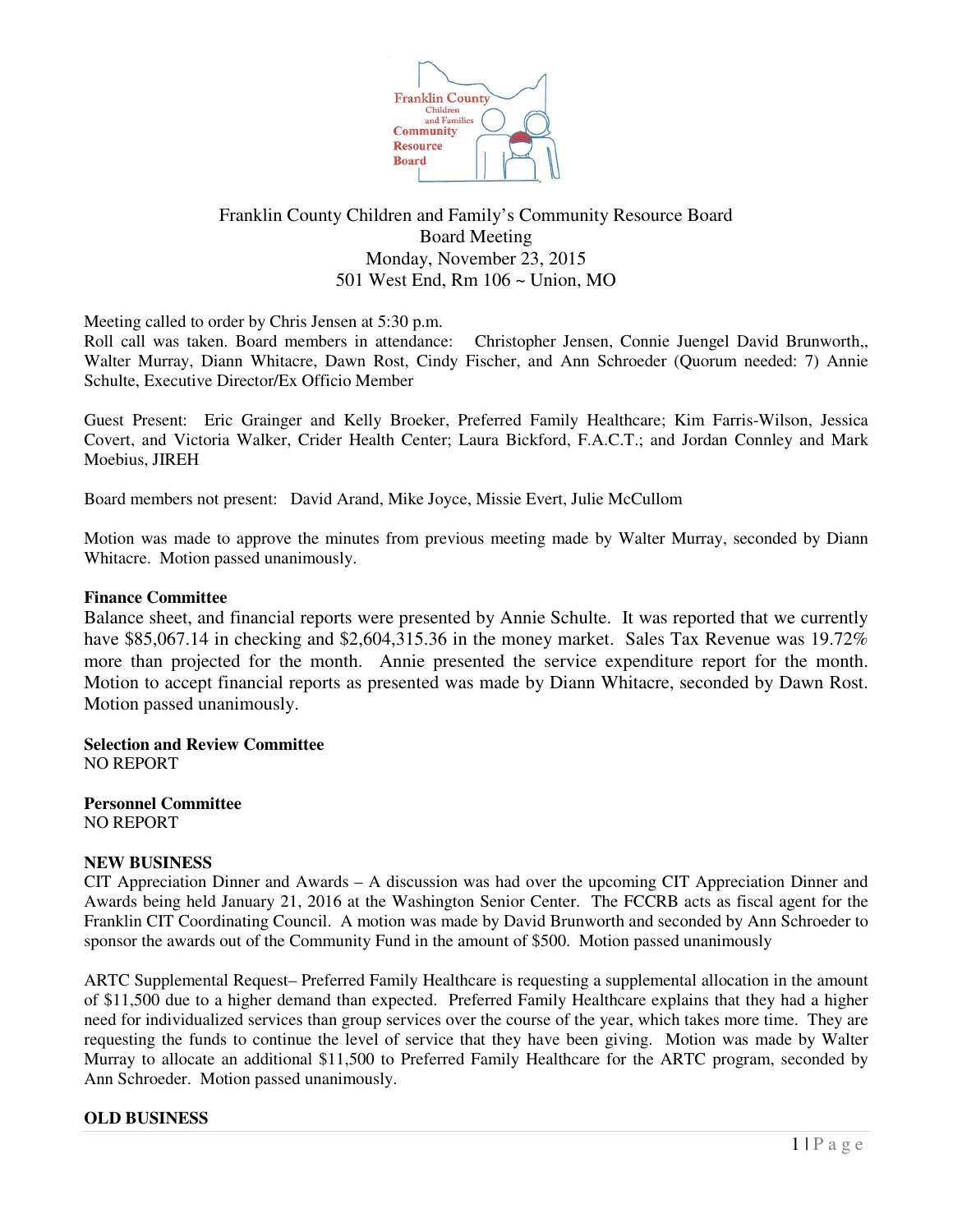Franklin County Children and Family's Community Resource Board
Board Meeting
Monday, November 23, 2015
501 West End, Rm 106 ~ Union, MO

Meeting called to order by Chris Jensen at 5:30 p.m.
Roll call was taken. Board members in attendance: Christopher Jensen, Connie Juengel David Brunworth,, Walter Murray, Diann Whitacre, Dawn Rost, Cindy Fischer, and Ann Schroeder (Quorum needed: 7) Annie Schulte, Executive Director/Ex Officio Member

Guest Present: Eric Grainger and Kelly Broeker, Preferred Family Healthcare; Kim Farris-Wilson, Jessica Covert, and Victoria Walker, Crider Health Center; Laura Bickford, F.A.C.T.; and Jordan Connley and Mark Moebius, JIREH

Board members not present: David Arand, Mike Joyce, Missie Evert, Julie McCullom

Motion was made to approve the minutes from previous meeting made by Walter Murray, seconded by Diann Whitacre. Motion passed unanimously.

**Finance Committee**
Balance sheet, and financial reports were presented by Annie Schulte. It was reported that we currently have $85,067.14 in checking and $2,604,315.36 in the money market. Sales Tax Revenue was 19.72% more than projected for the month. Annie presented the service expenditure report for the month. Motion to accept financial reports as presented was made by Diann Whitacre, seconded by Dawn Rost. Motion passed unanimously.

**Selection and Review Committee**
NO REPORT

**Personnel Committee**
NO REPORT

**NEW BUSINESS**
CIT Appreciation Dinner and Awards – A discussion was had over the upcoming CIT Appreciation Dinner and Awards being held January 21, 2016 at the Washington Senior Center. The FCCRB acts as fiscal agent for the Franklin CIT Coordinating Council. A motion was made by David Brunworth and seconded by Ann Schroeder to sponsor the awards out of the Community Fund in the amount of $500. Motion passed unanimously

ARTC Supplemental Request– Preferred Family Healthcare is requesting a supplemental allocation in the amount of $11,500 due to a higher demand than expected. Preferred Family Healthcare explains that they had a higher need for individualized services than group services over the course of the year, which takes more time. They are requesting the funds to continue the level of service that they have been giving. Motion was made by Walter Murray to allocate an additional $11,500 to Preferred Family Healthcare for the ARTC program, seconded by Ann Schroeder. Motion passed unanimously.

**OLD BUSINESS**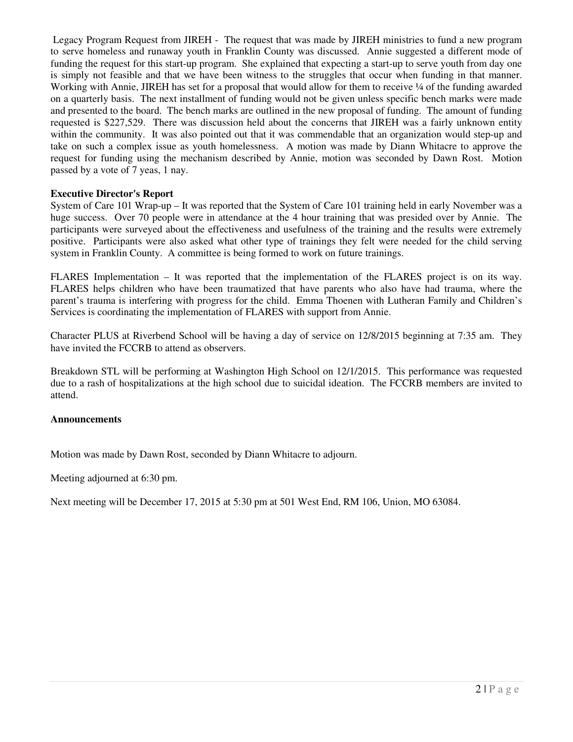Legacy Program Request from JIREH - The request that was made by JIREH ministries to fund a new program to serve homeless and runaway youth in Franklin County was discussed. Annie suggested a different mode of funding the request for this start-up program. She explained that expecting a start-up to serve youth from day one is simply not feasible and that we have been witness to the struggles that occur when funding in that manner. Working with Annie, JIREH has set for a proposal that would allow for them to receive ¼ of the funding awarded on a quarterly basis. The next installment of funding would not be given unless specific bench marks were made and presented to the board. The bench marks are outlined in the new proposal of funding. The amount of funding requested is $227,529. There was discussion held about the concerns that JIREH was a fairly unknown entity within the community. It was also pointed out that it was commendable that an organization would step-up and take on such a complex issue as youth homelessness. A motion was made by Diann Whitacre to approve the request for funding using the mechanism described by Annie, motion was seconded by Dawn Rost. Motion passed by a vote of 7 yeas, 1 nay.

**Executive Director's Report**

System of Care 101 Wrap-up – It was reported that the System of Care 101 training held in early November was a huge success. Over 70 people were in attendance at the 4 hour training that was presided over by Annie. The participants were surveyed about the effectiveness and usefulness of the training and the results were extremely positive. Participants were also asked what other type of trainings they felt were needed for the child serving system in Franklin County. A committee is being formed to work on future trainings.

FLARES Implementation – It was reported that the implementation of the FLARES project is on its way. FLARES helps children who have been traumatized that have parents who also have had trauma, where the parent's trauma is interfering with progress for the child. Emma Thoenen with Lutheran Family and Children's Services is coordinating the implementation of FLARES with support from Annie.

Character PLUS at Riverbend School will be having a day of service on 12/8/2015 beginning at 7:35 am. They have invited the FCCRB to attend as observers.

Breakdown STL will be performing at Washington High School on 12/1/2015. This performance was requested due to a rash of hospitalizations at the high school due to suicidal ideation. The FCCRB members are invited to attend.

**Announcements**

Motion was made by Dawn Rost, seconded by Diann Whitacre to adjourn.

Meeting adjourned at 6:30 pm.

Next meeting will be December 17, 2015 at 5:30 pm at 501 West End, RM 106, Union, MO 63084.